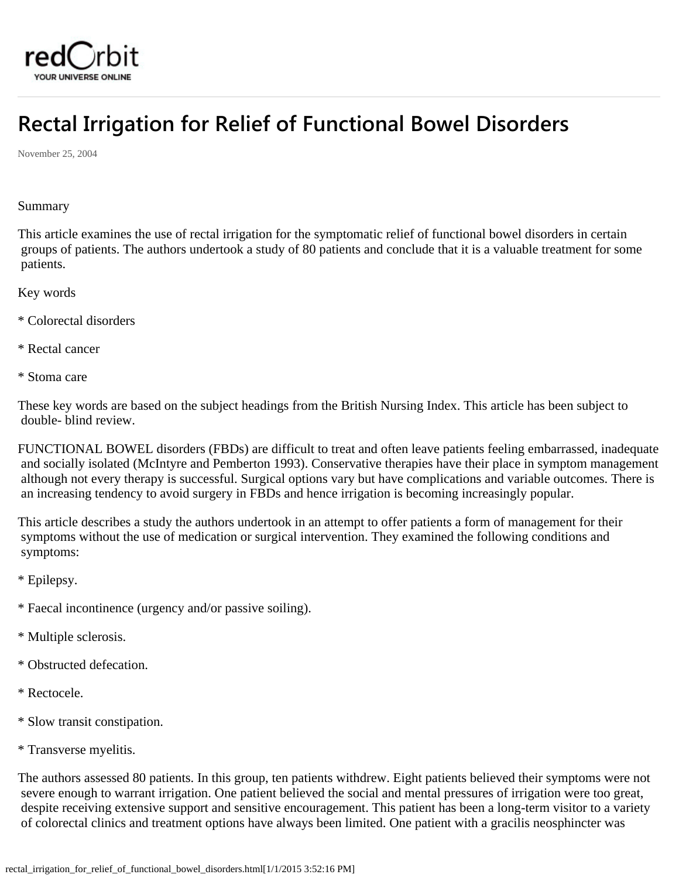# Rectal Irrigation for Relief of Functional Bowel Disorders

November 25, 2004

Summary

This article examines the use of rectal irrigation for the symptomatic relief of functional bowel disorders in certain groups of patients. The authors undertook a study of 80 patients and conclude that it is a valuable treatment for some patients.

Key words

* Colorectal disorders

* Rectal cancer

* Stoma care

These key words are based on the subject headings from the British Nursing Index. This article has been subject to double- blind review.

FUNCTIONAL BOWEL disorders (FBDs) are difficult to treat and often leave patients feeling embarrassed, inadequate and socially isolated (McIntyre and Pemberton 1993). Conservative therapies have their place in symptom management although not every therapy is successful. Surgical options vary but have complications and variable outcomes. There is an increasing tendency to avoid surgery in FBDs and hence irrigation is becoming increasingly popular.

This article describes a study the authors undertook in an attempt to offer patients a form of management for their symptoms without the use of medication or surgical intervention. They examined the following conditions and symptoms:

* Epilepsy.

* Faecal incontinence (urgency and/or passive soiling).

* Multiple sclerosis.

* Obstructed defecation.

* Rectocele.

* Slow transit constipation.

* Transverse myelitis.

The authors assessed 80 patients. In this group, ten patients withdrew. Eight patients believed their symptoms were not severe enough to warrant irrigation. One patient believed the social and mental pressures of irrigation were too great, despite receiving extensive support and sensitive encouragement. This patient has been a long-term visitor to a variety of colorectal clinics and treatment options have always been limited. One patient with a gracilis neosphincter was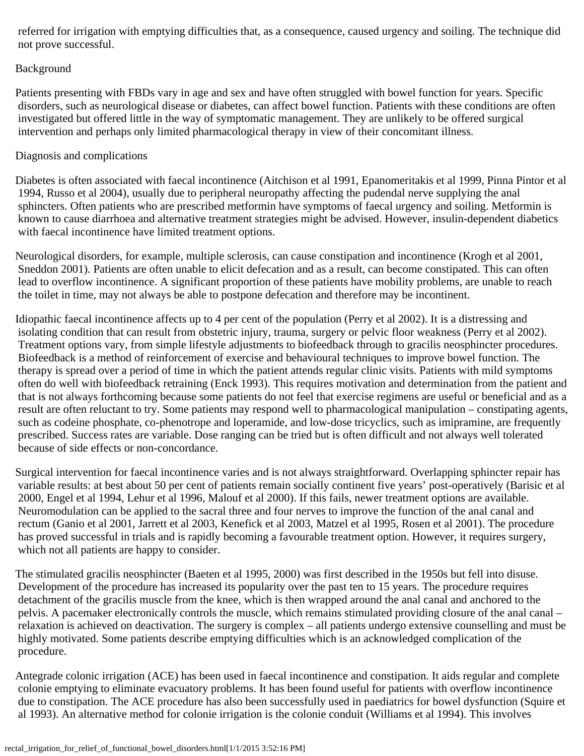referred for irrigation with emptying difficulties that, as a consequence, caused urgency and soiling. The technique did not prove successful.

## Background

Patients presenting with FBDs vary in age and sex and have often struggled with bowel function for years. Specific disorders, such as neurological disease or diabetes, can affect bowel function. Patients with these conditions are often investigated but offered little in the way of symptomatic management. They are unlikely to be offered surgical intervention and perhaps only limited pharmacological therapy in view of their concomitant illness.

## Diagnosis and complications

Diabetes is often associated with faecal incontinence (Aitchison et al 1991, Epanomeritakis et al 1999, Pinna Pintor et al 1994, Russo et al 2004), usually due to peripheral neuropathy affecting the pudendal nerve supplying the anal sphincters. Often patients who are prescribed metformin have symptoms of faecal urgency and soiling. Metformin is known to cause diarrhoea and alternative treatment strategies might be advised. However, insulin-dependent diabetics with faecal incontinence have limited treatment options.

Neurological disorders, for example, multiple sclerosis, can cause constipation and incontinence (Krogh et al 2001, Sneddon 2001). Patients are often unable to elicit defecation and as a result, can become constipated. This can often lead to overflow incontinence. A significant proportion of these patients have mobility problems, are unable to reach the toilet in time, may not always be able to postpone defecation and therefore may be incontinent.

Idiopathic faecal incontinence affects up to 4 per cent of the population (Perry et al 2002). It is a distressing and isolating condition that can result from obstetric injury, trauma, surgery or pelvic floor weakness (Perry et al 2002). Treatment options vary, from simple lifestyle adjustments to biofeedback through to gracilis neosphincter procedures. Biofeedback is a method of reinforcement of exercise and behavioural techniques to improve bowel function. The therapy is spread over a period of time in which the patient attends regular clinic visits. Patients with mild symptoms often do well with biofeedback retraining (Enck 1993). This requires motivation and determination from the patient and that is not always forthcoming because some patients do not feel that exercise regimens are useful or beneficial and as a result are often reluctant to try. Some patients may respond well to pharmacological manipulation – constipating agents, such as codeine phosphate, co-phenotrope and loperamide, and low-dose tricyclics, such as imipramine, are frequently prescribed. Success rates are variable. Dose ranging can be tried but is often difficult and not always well tolerated because of side effects or non-concordance.

Surgical intervention for faecal incontinence varies and is not always straightforward. Overlapping sphincter repair has variable results: at best about 50 per cent of patients remain socially continent five years' post-operatively (Barisic et al 2000, Engel et al 1994, Lehur et al 1996, Malouf et al 2000). If this fails, newer treatment options are available. Neuromodulation can be applied to the sacral three and four nerves to improve the function of the anal canal and rectum (Ganio et al 2001, Jarrett et al 2003, Kenefick et al 2003, Matzel et al 1995, Rosen et al 2001). The procedure has proved successful in trials and is rapidly becoming a favourable treatment option. However, it requires surgery, which not all patients are happy to consider.

The stimulated gracilis neosphincter (Baeten et al 1995, 2000) was first described in the 1950s but fell into disuse. Development of the procedure has increased its popularity over the past ten to 15 years. The procedure requires detachment of the gracilis muscle from the knee, which is then wrapped around the anal canal and anchored to the pelvis. A pacemaker electronically controls the muscle, which remains stimulated providing closure of the anal canal – relaxation is achieved on deactivation. The surgery is complex – all patients undergo extensive counselling and must be highly motivated. Some patients describe emptying difficulties which is an acknowledged complication of the procedure.

Antegrade colonic irrigation (ACE) has been used in faecal incontinence and constipation. It aids regular and complete colonie emptying to eliminate evacuatory problems. It has been found useful for patients with overflow incontinence due to constipation. The ACE procedure has also been successfully used in paediatrics for bowel dysfunction (Squire et al 1993). An alternative method for colonie irrigation is the colonie conduit (Williams et al 1994). This involves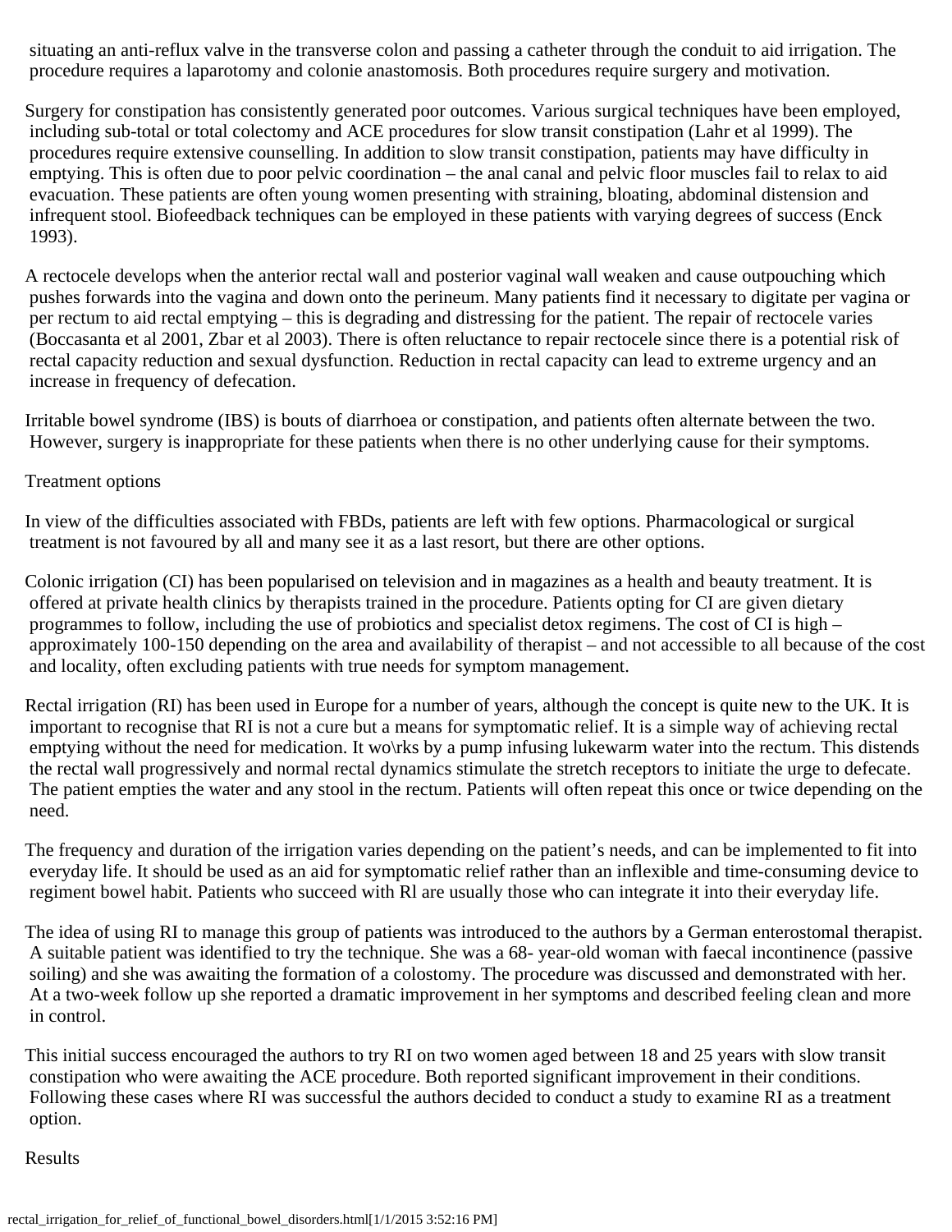situating an anti-reflux valve in the transverse colon and passing a catheter through the conduit to aid irrigation. The procedure requires a laparotomy and colonie anastomosis. Both procedures require surgery and motivation.

Surgery for constipation has consistently generated poor outcomes. Various surgical techniques have been employed, including sub-total or total colectomy and ACE procedures for slow transit constipation (Lahr et al 1999). The procedures require extensive counselling. In addition to slow transit constipation, patients may have difficulty in emptying. This is often due to poor pelvic coordination – the anal canal and pelvic floor muscles fail to relax to aid evacuation. These patients are often young women presenting with straining, bloating, abdominal distension and infrequent stool. Biofeedback techniques can be employed in these patients with varying degrees of success (Enck 1993).

A rectocele develops when the anterior rectal wall and posterior vaginal wall weaken and cause outpouching which pushes forwards into the vagina and down onto the perineum. Many patients find it necessary to digitate per vagina or per rectum to aid rectal emptying – this is degrading and distressing for the patient. The repair of rectocele varies (Boccasanta et al 2001, Zbar et al 2003). There is often reluctance to repair rectocele since there is a potential risk of rectal capacity reduction and sexual dysfunction. Reduction in rectal capacity can lead to extreme urgency and an increase in frequency of defecation.

Irritable bowel syndrome (IBS) is bouts of diarrhoea or constipation, and patients often alternate between the two. However, surgery is inappropriate for these patients when there is no other underlying cause for their symptoms.

## Treatment options

In view of the difficulties associated with FBDs, patients are left with few options. Pharmacological or surgical treatment is not favoured by all and many see it as a last resort, but there are other options.

Colonic irrigation (CI) has been popularised on television and in magazines as a health and beauty treatment. It is offered at private health clinics by therapists trained in the procedure. Patients opting for CI are given dietary programmes to follow, including the use of probiotics and specialist detox regimens. The cost of CI is high – approximately 100-150 depending on the area and availability of therapist – and not accessible to all because of the cost and locality, often excluding patients with true needs for symptom management.

Rectal irrigation (RI) has been used in Europe for a number of years, although the concept is quite new to the UK. It is important to recognise that RI is not a cure but a means for symptomatic relief. It is a simple way of achieving rectal emptying without the need for medication. It wo\rks by a pump infusing lukewarm water into the rectum. This distends the rectal wall progressively and normal rectal dynamics stimulate the stretch receptors to initiate the urge to defecate. The patient empties the water and any stool in the rectum. Patients will often repeat this once or twice depending on the need.

The frequency and duration of the irrigation varies depending on the patient's needs, and can be implemented to fit into everyday life. It should be used as an aid for symptomatic relief rather than an inflexible and time-consuming device to regiment bowel habit. Patients who succeed with Rl are usually those who can integrate it into their everyday life.

The idea of using RI to manage this group of patients was introduced to the authors by a German enterostomal therapist. A suitable patient was identified to try the technique. She was a 68- year-old woman with faecal incontinence (passive soiling) and she was awaiting the formation of a colostomy. The procedure was discussed and demonstrated with her. At a two-week follow up she reported a dramatic improvement in her symptoms and described feeling clean and more in control.

This initial success encouraged the authors to try RI on two women aged between 18 and 25 years with slow transit constipation who were awaiting the ACE procedure. Both reported significant improvement in their conditions. Following these cases where RI was successful the authors decided to conduct a study to examine RI as a treatment option.

## Results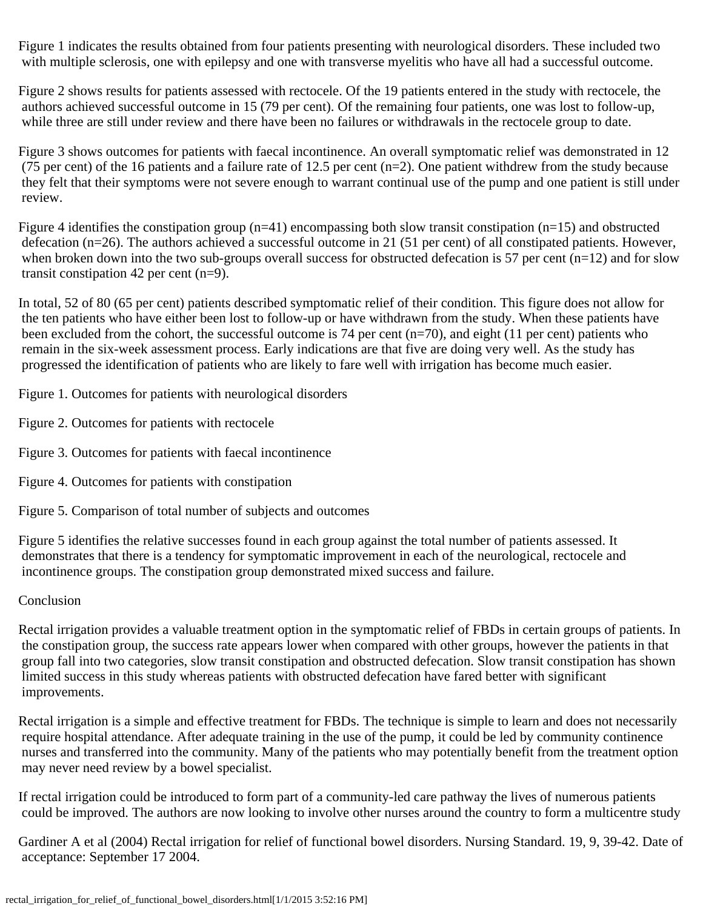Figure 1 indicates the results obtained from four patients presenting with neurological disorders. These included two with multiple sclerosis, one with epilepsy and one with transverse myelitis who have all had a successful outcome.

Figure 2 shows results for patients assessed with rectocele. Of the 19 patients entered in the study with rectocele, the authors achieved successful outcome in 15 (79 per cent). Of the remaining four patients, one was lost to follow-up, while three are still under review and there have been no failures or withdrawals in the rectocele group to date.

Figure 3 shows outcomes for patients with faecal incontinence. An overall symptomatic relief was demonstrated in 12 (75 per cent) of the 16 patients and a failure rate of 12.5 per cent (n=2). One patient withdrew from the study because they felt that their symptoms were not severe enough to warrant continual use of the pump and one patient is still under review.

Figure 4 identifies the constipation group (n=41) encompassing both slow transit constipation (n=15) and obstructed defecation (n=26). The authors achieved a successful outcome in 21 (51 per cent) of all constipated patients. However, when broken down into the two sub-groups overall success for obstructed defecation is 57 per cent (n=12) and for slow transit constipation 42 per cent (n=9).

In total, 52 of 80 (65 per cent) patients described symptomatic relief of their condition. This figure does not allow for the ten patients who have either been lost to follow-up or have withdrawn from the study. When these patients have been excluded from the cohort, the successful outcome is 74 per cent (n=70), and eight (11 per cent) patients who remain in the six-week assessment process. Early indications are that five are doing very well. As the study has progressed the identification of patients who are likely to fare well with irrigation has become much easier.

Figure 1. Outcomes for patients with neurological disorders

Figure 2. Outcomes for patients with rectocele

Figure 3. Outcomes for patients with faecal incontinence

Figure 4. Outcomes for patients with constipation

Figure 5. Comparison of total number of subjects and outcomes

Figure 5 identifies the relative successes found in each group against the total number of patients assessed. It demonstrates that there is a tendency for symptomatic improvement in each of the neurological, rectocele and incontinence groups. The constipation group demonstrated mixed success and failure.

## Conclusion

Rectal irrigation provides a valuable treatment option in the symptomatic relief of FBDs in certain groups of patients. In the constipation group, the success rate appears lower when compared with other groups, however the patients in that group fall into two categories, slow transit constipation and obstructed defecation. Slow transit constipation has shown limited success in this study whereas patients with obstructed defecation have fared better with significant improvements.

Rectal irrigation is a simple and effective treatment for FBDs. The technique is simple to learn and does not necessarily require hospital attendance. After adequate training in the use of the pump, it could be led by community continence nurses and transferred into the community. Many of the patients who may potentially benefit from the treatment option may never need review by a bowel specialist.

If rectal irrigation could be introduced to form part of a community-led care pathway the lives of numerous patients could be improved. The authors are now looking to involve other nurses around the country to form a multicentre study

Gardiner A et al (2004) Rectal irrigation for relief of functional bowel disorders. Nursing Standard. 19, 9, 39-42. Date of acceptance: September 17 2004.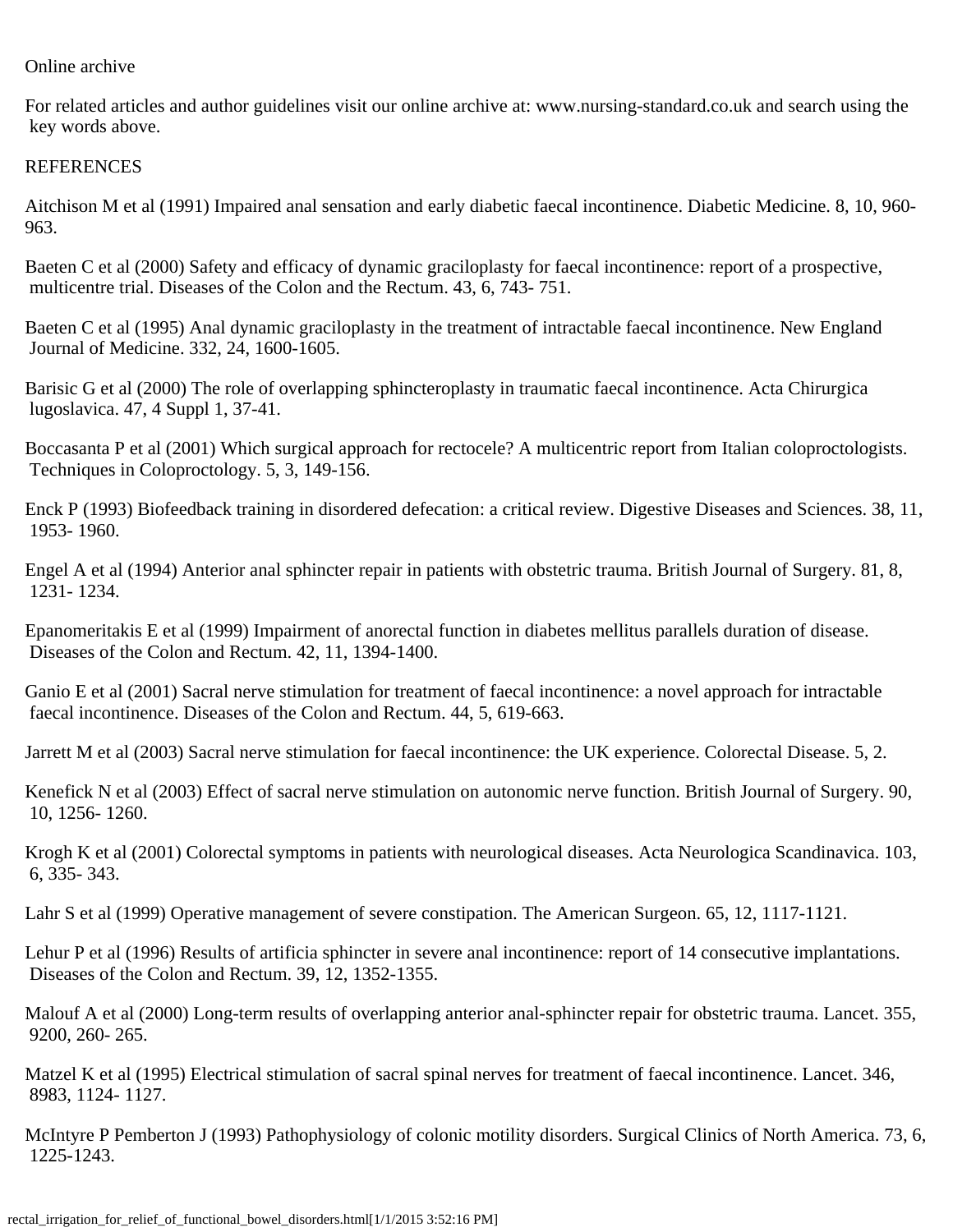Online archive

For related articles and author guidelines visit our online archive at: www.nursing-standard.co.uk and search using the key words above.

REFERENCES

Aitchison M et al (1991) Impaired anal sensation and early diabetic faecal incontinence. Diabetic Medicine. 8, 10, 960-963.

Baeten C et al (2000) Safety and efficacy of dynamic graciloplasty for faecal incontinence: report of a prospective, multicentre trial. Diseases of the Colon and the Rectum. 43, 6, 743- 751.

Baeten C et al (1995) Anal dynamic graciloplasty in the treatment of intractable faecal incontinence. New England Journal of Medicine. 332, 24, 1600-1605.

Barisic G et al (2000) The role of overlapping sphincteroplasty in traumatic faecal incontinence. Acta Chirurgica lugoslavica. 47, 4 Suppl 1, 37-41.

Boccasanta P et al (2001) Which surgical approach for rectocele? A multicentric report from Italian coloproctologists. Techniques in Coloproctology. 5, 3, 149-156.

Enck P (1993) Biofeedback training in disordered defecation: a critical review. Digestive Diseases and Sciences. 38, 11, 1953- 1960.

Engel A et al (1994) Anterior anal sphincter repair in patients with obstetric trauma. British Journal of Surgery. 81, 8, 1231- 1234.

Epanomeritakis E et al (1999) Impairment of anorectal function in diabetes mellitus parallels duration of disease. Diseases of the Colon and Rectum. 42, 11, 1394-1400.

Ganio E et al (2001) Sacral nerve stimulation for treatment of faecal incontinence: a novel approach for intractable faecal incontinence. Diseases of the Colon and Rectum. 44, 5, 619-663.

Jarrett M et al (2003) Sacral nerve stimulation for faecal incontinence: the UK experience. Colorectal Disease. 5, 2.

Kenefick N et al (2003) Effect of sacral nerve stimulation on autonomic nerve function. British Journal of Surgery. 90, 10, 1256- 1260.

Krogh K et al (2001) Colorectal symptoms in patients with neurological diseases. Acta Neurologica Scandinavica. 103, 6, 335- 343.

Lahr S et al (1999) Operative management of severe constipation. The American Surgeon. 65, 12, 1117-1121.

Lehur P et al (1996) Results of artificia sphincter in severe anal incontinence: report of 14 consecutive implantations. Diseases of the Colon and Rectum. 39, 12, 1352-1355.

Malouf A et al (2000) Long-term results of overlapping anterior anal-sphincter repair for obstetric trauma. Lancet. 355, 9200, 260- 265.

Matzel K et al (1995) Electrical stimulation of sacral spinal nerves for treatment of faecal incontinence. Lancet. 346, 8983, 1124- 1127.

McIntyre P Pemberton J (1993) Pathophysiology of colonic motility disorders. Surgical Clinics of North America. 73, 6, 1225-1243.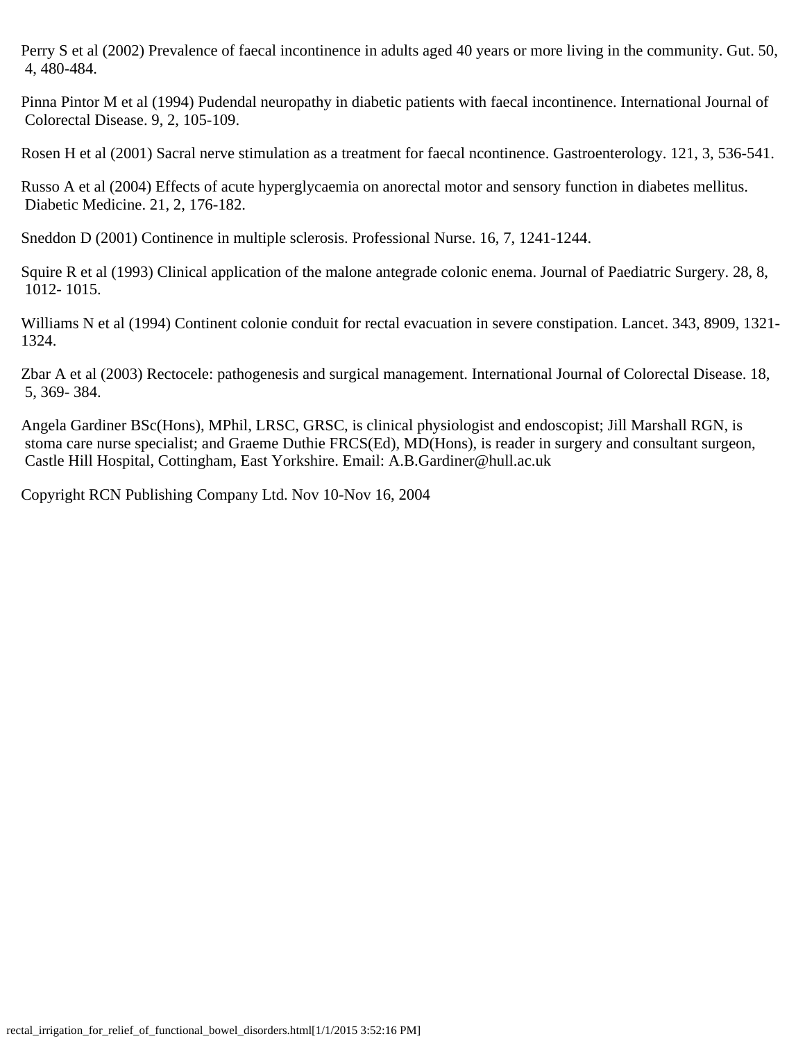Perry S et al (2002) Prevalence of faecal incontinence in adults aged 40 years or more living in the community. Gut. 50, 4, 480-484.

Pinna Pintor M et al (1994) Pudendal neuropathy in diabetic patients with faecal incontinence. International Journal of Colorectal Disease. 9, 2, 105-109.

Rosen H et al (2001) Sacral nerve stimulation as a treatment for faecal ncontinence. Gastroenterology. 121, 3, 536-541.

Russo A et al (2004) Effects of acute hyperglycaemia on anorectal motor and sensory function in diabetes mellitus. Diabetic Medicine. 21, 2, 176-182.

Sneddon D (2001) Continence in multiple sclerosis. Professional Nurse. 16, 7, 1241-1244.

Squire R et al (1993) Clinical application of the malone antegrade colonic enema. Journal of Paediatric Surgery. 28, 8, 1012- 1015.

Williams N et al (1994) Continent colonie conduit for rectal evacuation in severe constipation. Lancet. 343, 8909, 1321-1324.

Zbar A et al (2003) Rectocele: pathogenesis and surgical management. International Journal of Colorectal Disease. 18, 5, 369- 384.

Angela Gardiner BSc(Hons), MPhil, LRSC, GRSC, is clinical physiologist and endoscopist; Jill Marshall RGN, is stoma care nurse specialist; and Graeme Duthie FRCS(Ed), MD(Hons), is reader in surgery and consultant surgeon, Castle Hill Hospital, Cottingham, East Yorkshire. Email: A.B.Gardiner@hull.ac.uk

Copyright RCN Publishing Company Ltd. Nov 10-Nov 16, 2004